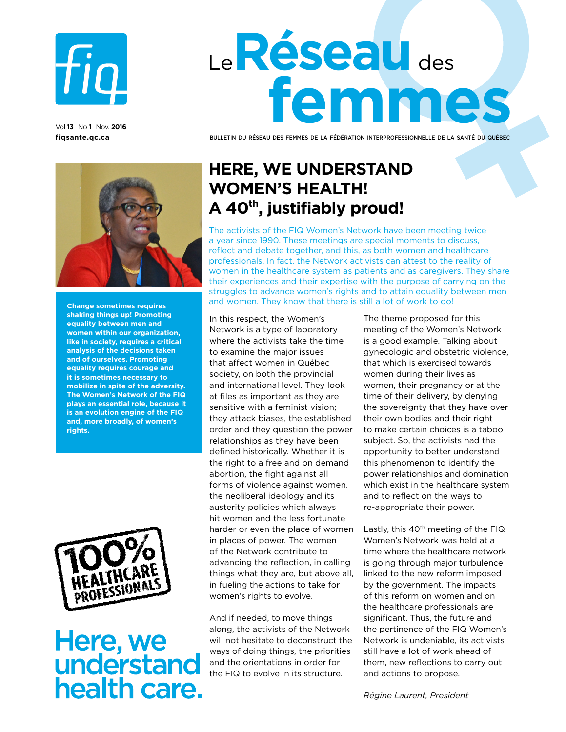# Le Réseau des femmes

Vol **13** | No **1** | Nov. **2016**

**fiqsante.qc.ca**

BULLETIN DU RÉSEAU DES FEMMES DE LA FÉDÉRATION INTERPROFESSIONNELLE DE LA SANTÉ DU QUÉBEC

**Change sometimes requires shaking things up! Promoting equality between men and women within our organization, like in society, requires a critical analysis of the decisions taken and of ourselves. Promoting equality requires courage and it is sometimes necessary to mobilize in spite of the adversity. The Women's Network of the FIQ plays an essential role, because it is an evolution engine of the FIQ and, more broadly, of women's rights.**

## HERE, WE UNDERSTAND WOMEN'S HEALTH! A 40th, justifiably proud!

The activists of the FIQ Women's Network have been meeting twice a year since 1990. These meetings are special moments to discuss, reflect and debate together, and this, as both women and healthcare professionals. In fact, the Network activists can attest to the reality of women in the healthcare system as patients and as caregivers. They share their experiences and their expertise with the purpose of carrying on the struggles to advance women's rights and to attain equality between men and women. They know that there is still a lot of work to do!

In this respect, the Women's Network is a type of laboratory where the activists take the time to examine the major issues that affect women in Québec society, on both the provincial and international level. They look at files as important as they are sensitive with a feminist vision; they attack biases, the established order and they question the power relationships as they have been defined historically. Whether it is the right to a free and on demand abortion, the fight against all forms of violence against women, the neoliberal ideology and its austerity policies which always hit women and the less fortunate harder or even the place of women in places of power. The women of the Network contribute to advancing the reflection, in calling things what they are, but above all, in fueling the actions to take for women's rights to evolve.

And if needed, to move things along, the activists of the Network will not hesitate to deconstruct the ways of doing things, the priorities and the orientations in order for the FIQ to evolve in its structure.

The theme proposed for this meeting of the Women's Network is a good example. Talking about gynecologic and obstetric violence, that which is exercised towards women during their lives as women, their pregnancy or at the time of their delivery, by denying the sovereignty that they have over their own bodies and their right to make certain choices is a taboo subject. So, the activists had the opportunity to better understand this phenomenon to identify the power relationships and domination which exist in the healthcare system and to reflect on the ways to re-appropriate their power.

Lastly, this 40th meeting of the FIQ Women's Network was held at a time where the healthcare network is going through major turbulence linked to the new reform imposed by the government. The impacts of this reform on women and on the healthcare professionals are significant. Thus, the future and the pertinence of the FIQ Women's Network is undeniable, its activists still have a lot of work ahead of them, new reflections to carry out and actions to propose.

*Régine Laurent, President*

100% HEALTHCARE PROFESSIONALS

**Here, we understand health care.**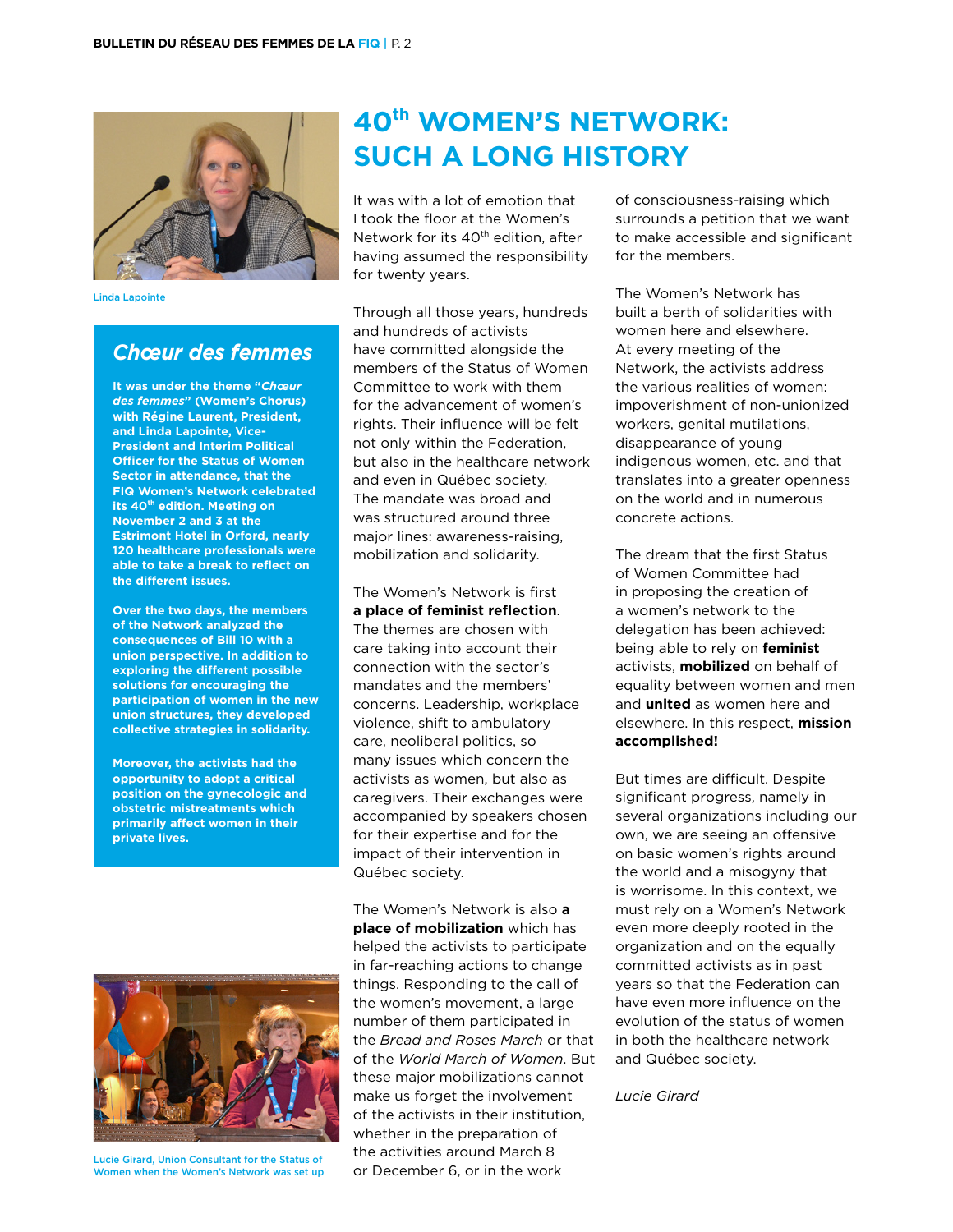Linda Lapointe

## Chœur des femmes

**It was under the theme "*Chœur des femmes*" (Women's Chorus) with Régine Laurent, President, and Linda Lapointe, Vice-President and Interim Political Officer for the Status of Women Sector in attendance, that the FIQ Women's Network celebrated its 40th edition. Meeting on November 2 and 3 at the Estrimont Hotel in Orford, nearly 120 healthcare professionals were able to take a break to reflect on the different issues.**

**Over the two days, the members of the Network analyzed the consequences of Bill 10 with a union perspective. In addition to exploring the different possible solutions for encouraging the participation of women in the new union structures, they developed collective strategies in solidarity.**

**Moreover, the activists had the opportunity to adopt a critical position on the gynecologic and obstetric mistreatments which primarily affect women in their private lives.**

# 40th WOMEN'S NETWORK: SUCH A LONG HISTORY

It was with a lot of emotion that I took the floor at the Women's Network for its 40th edition, after having assumed the responsibility for twenty years.

Through all those years, hundreds and hundreds of activists have committed alongside the members of the Status of Women Committee to work with them for the advancement of women's rights. Their influence will be felt not only within the Federation, but also in the healthcare network and even in Québec society. The mandate was broad and was structured around three major lines: awareness-raising, mobilization and solidarity.

The Women's Network is first **a place of feminist reflection**. The themes are chosen with care taking into account their connection with the sector's mandates and the members' concerns. Leadership, workplace violence, shift to ambulatory care, neoliberal politics, so many issues which concern the activists as women, but also as caregivers. Their exchanges were accompanied by speakers chosen for their expertise and for the impact of their intervention in Québec society.

The Women's Network is also **a place of mobilization** which has helped the activists to participate in far-reaching actions to change things. Responding to the call of the women's movement, a large number of them participated in the *Bread and Roses March* or that of the *World March of Women*. But these major mobilizations cannot make us forget the involvement of the activists in their institution, whether in the preparation of the activities around March 8 or December 6, or in the work of consciousness-raising which surrounds a petition that we want to make accessible and significant for the members.

The Women's Network has built a berth of solidarities with women here and elsewhere. At every meeting of the Network, the activists address the various realities of women: impoverishment of non-unionized workers, genital mutilations, disappearance of young indigenous women, etc. and that translates into a greater openness on the world and in numerous concrete actions.

The dream that the first Status of Women Committee had in proposing the creation of a women's network to the delegation has been achieved: being able to rely on **feminist** activists, **mobilized** on behalf of equality between women and men and **united** as women here and elsewhere. In this respect, **mission accomplished!**

But times are difficult. Despite significant progress, namely in several organizations including our own, we are seeing an offensive on basic women's rights around the world and a misogyny that is worrisome. In this context, we must rely on a Women's Network even more deeply rooted in the organization and on the equally committed activists as in past years so that the Federation can have even more influence on the evolution of the status of women in both the healthcare network and Québec society.

*Lucie Girard*

Lucie Girard, Union Consultant for the Status of Women when the Women's Network was set up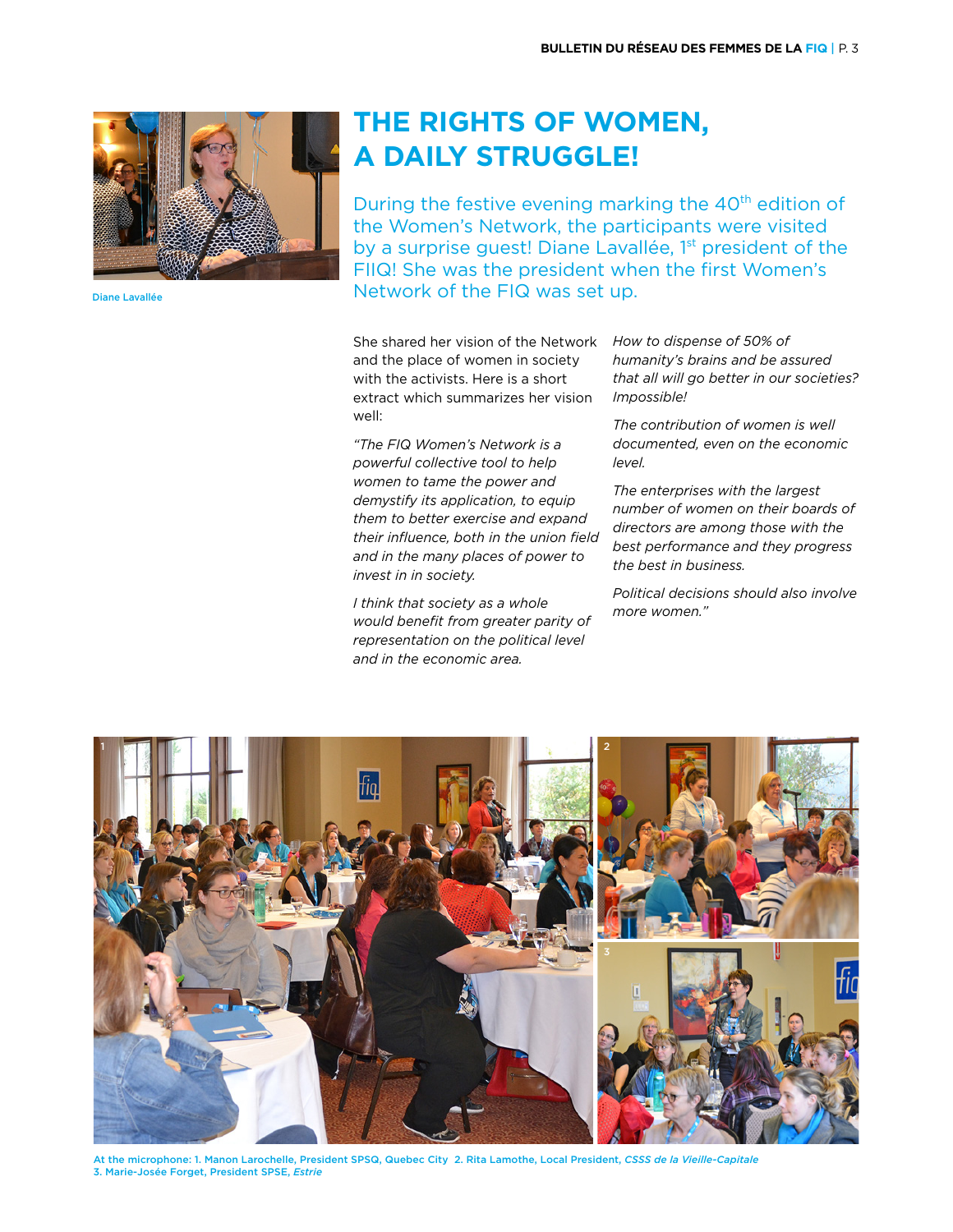Diane Lavallée

# THE RIGHTS OF WOMEN, A DAILY STRUGGLE!

During the festive evening marking the 40th edition of the Women's Network, the participants were visited by a surprise guest! Diane Lavallée, 1st president of the FIIQ! She was the president when the first Women's Network of the FIQ was set up.

She shared her vision of the Network and the place of women in society with the activists. Here is a short extract which summarizes her vision well:

*"The FIQ Women's Network is a powerful collective tool to help women to tame the power and demystify its application, to equip them to better exercise and expand their influence, both in the union field and in the many places of power to invest in in society.*

*I think that society as a whole would benefit from greater parity of representation on the political level and in the economic area.*

*How to dispense of 50% of humanity's brains and be assured that all will go better in our societies? Impossible!*

*The contribution of women is well documented, even on the economic level.*

*The enterprises with the largest number of women on their boards of directors are among those with the best performance and they progress the best in business.*

*Political decisions should also involve more women."*

At the microphone: 1. Manon Larochelle, President SPSQ, Quebec City 2. Rita Lamothe, Local President, *CSSS de la Vieille-Capitale*
3. Marie-Josée Forget, President SPSE, *Estrie*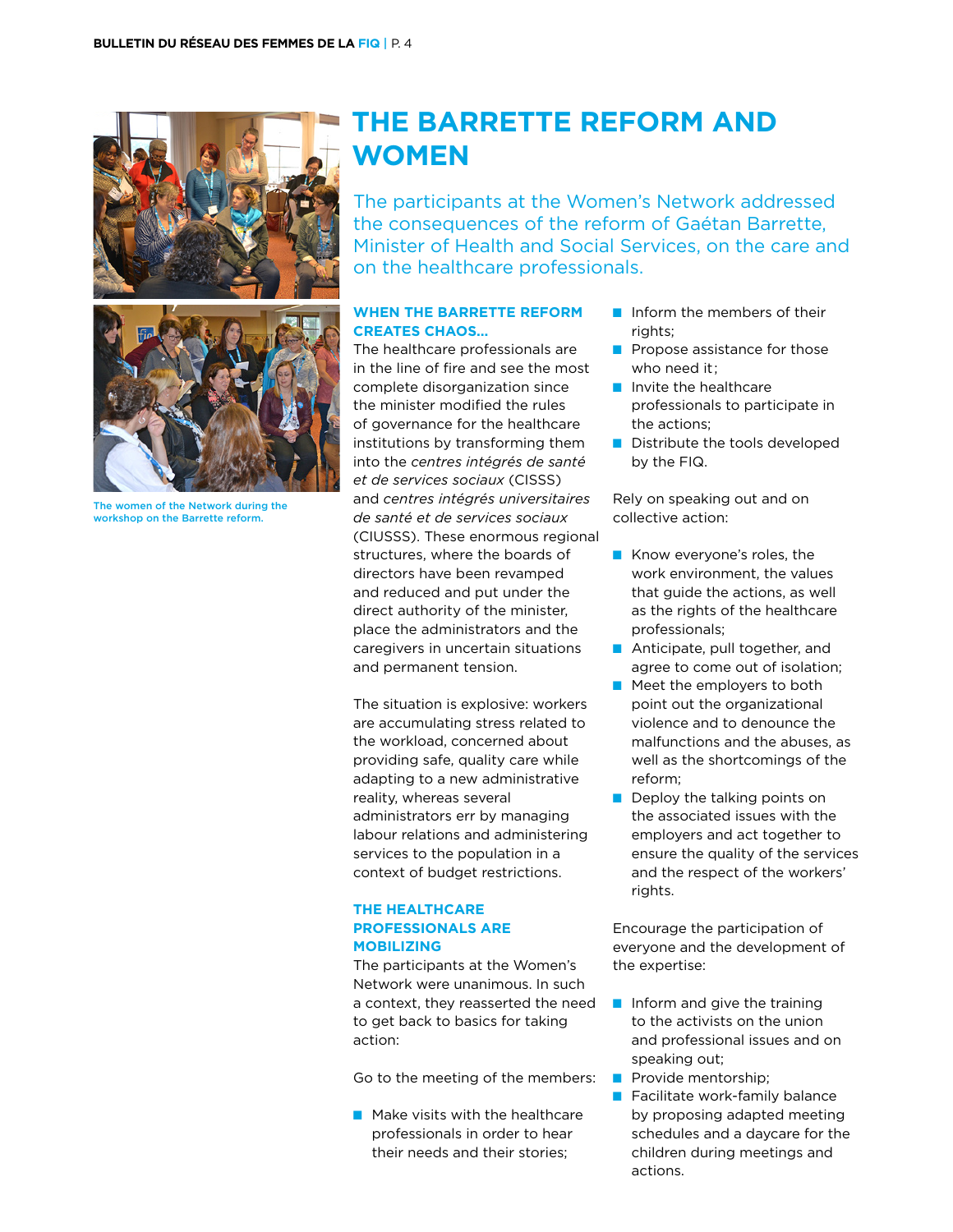# THE BARRETTE REFORM AND WOMEN

The participants at the Women's Network addressed the consequences of the reform of Gaétan Barrette, Minister of Health and Social Services, on the care and on the healthcare professionals.

The women of the Network during the workshop on the Barrette reform.

### WHEN THE BARRETTE REFORM CREATES CHAOS...

The healthcare professionals are in the line of fire and see the most complete disorganization since the minister modified the rules of governance for the healthcare institutions by transforming them into the *centres intégrés de santé et de services sociaux* (CISSS) and *centres intégrés universitaires de santé et de services sociaux* (CIUSSS). These enormous regional structures, where the boards of directors have been revamped and reduced and put under the direct authority of the minister, place the administrators and the caregivers in uncertain situations and permanent tension.

The situation is explosive: workers are accumulating stress related to the workload, concerned about providing safe, quality care while adapting to a new administrative reality, whereas several administrators err by managing labour relations and administering services to the population in a context of budget restrictions.

### THE HEALTHCARE PROFESSIONALS ARE MOBILIZING

The participants at the Women's Network were unanimous. In such a context, they reasserted the need to get back to basics for taking action:

Go to the meeting of the members:

- Make visits with the healthcare professionals in order to hear their needs and their stories;
- Inform the members of their rights;
- Propose assistance for those who need it;
- Invite the healthcare professionals to participate in the actions;
- Distribute the tools developed by the FIQ.

Rely on speaking out and on collective action:

- Know everyone's roles, the work environment, the values that guide the actions, as well as the rights of the healthcare professionals;
- Anticipate, pull together, and agree to come out of isolation;
- Meet the employers to both point out the organizational violence and to denounce the malfunctions and the abuses, as well as the shortcomings of the reform;
- Deploy the talking points on the associated issues with the employers and act together to ensure the quality of the services and the respect of the workers' rights.

Encourage the participation of everyone and the development of the expertise:

- Inform and give the training to the activists on the union and professional issues and on speaking out;
- Provide mentorship;
- Facilitate work-family balance by proposing adapted meeting schedules and a daycare for the children during meetings and actions.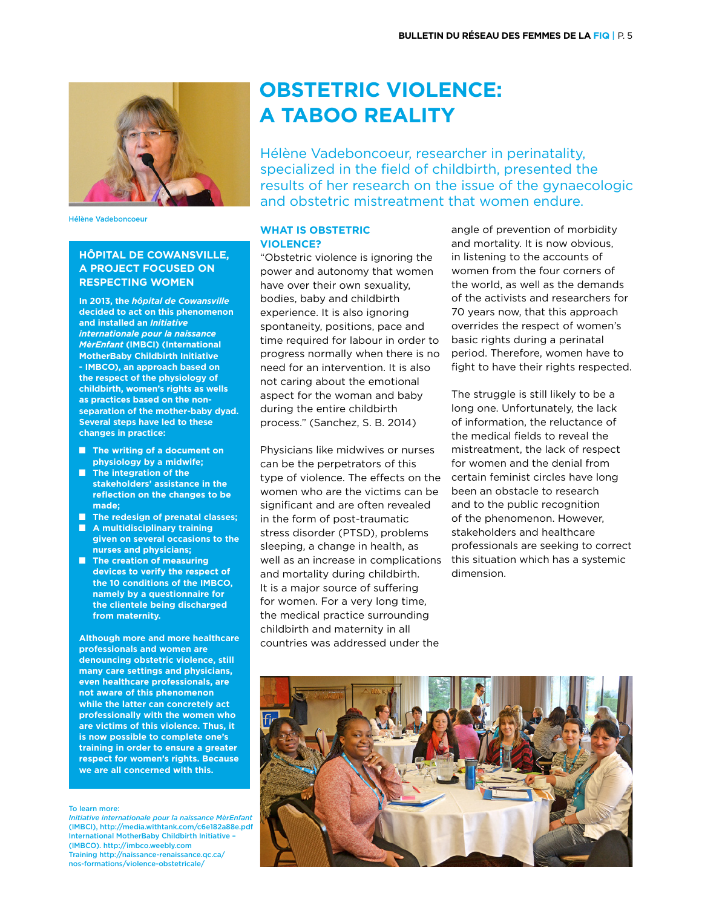# OBSTETRIC VIOLENCE: A TABOO REALITY

Hélène Vadeboncoeur

Hélène Vadeboncoeur, researcher in perinatality, specialized in the field of childbirth, presented the results of her research on the issue of the gynaecologic and obstetric mistreatment that women endure.

### WHAT IS OBSTETRIC VIOLENCE?

"Obstetric violence is ignoring the power and autonomy that women have over their own sexuality, bodies, baby and childbirth experience. It is also ignoring spontaneity, positions, pace and time required for labour in order to progress normally when there is no need for an intervention. It is also not caring about the emotional aspect for the woman and baby during the entire childbirth process." (Sanchez, S. B. 2014)

Physicians like midwives or nurses can be the perpetrators of this type of violence. The effects on the women who are the victims can be significant and are often revealed in the form of post-traumatic stress disorder (PTSD), problems sleeping, a change in health, as well as an increase in complications and mortality during childbirth. It is a major source of suffering for women. For a very long time, the medical practice surrounding childbirth and maternity in all countries was addressed under the angle of prevention of morbidity and mortality. It is now obvious, in listening to the accounts of women from the four corners of the world, as well as the demands of the activists and researchers for 70 years now, that this approach overrides the respect of women's basic rights during a perinatal period. Therefore, women have to fight to have their rights respected.

The struggle is still likely to be a long one. Unfortunately, the lack of information, the reluctance of the medical fields to reveal the mistreatment, the lack of respect for women and the denial from certain feminist circles have long been an obstacle to research and to the public recognition of the phenomenon. However, stakeholders and healthcare professionals are seeking to correct this situation which has a systemic dimension.

### HÔPITAL DE COWANSVILLE, A PROJECT FOCUSED ON RESPECTING WOMEN

**In 2013, the *hôpital de Cowansville* decided to act on this phenomenon and installed an *Initiative internationale pour la naissance MèrEnfant* (IMBCI) (International MotherBaby Childbirth Initiative - IMBCO), an approach based on the respect of the physiology of childbirth, women's rights as wells as practices based on the non-separation of the mother-baby dyad. Several steps have led to these changes in practice:**

- **The writing of a document on physiology by a midwife;**
- **The integration of the stakeholders' assistance in the reflection on the changes to be made;**
- **The redesign of prenatal classes;**
- **A multidisciplinary training given on several occasions to the nurses and physicians;**
- **The creation of measuring devices to verify the respect of the 10 conditions of the IMBCO, namely by a questionnaire for the clientele being discharged from maternity.**

**Although more and more healthcare professionals and women are denouncing obstetric violence, still many care settings and physicians, even healthcare professionals, are not aware of this phenomenon while the latter can concretely act professionally with the women who are victims of this violence. Thus, it is now possible to complete one's training in order to ensure a greater respect for women's rights. Because we are all concerned with this.**

To learn more:
*Initiative internationale pour la naissance MèrEnfant* (IMBCI), http://media.withtank.com/c6e182a88e.pdf
International MotherBaby Childbirth Initiative – (IMBCO). http://imbco.weebly.com
Training http://naissance-renaissance.qc.ca/nos-formations/violence-obstetricale/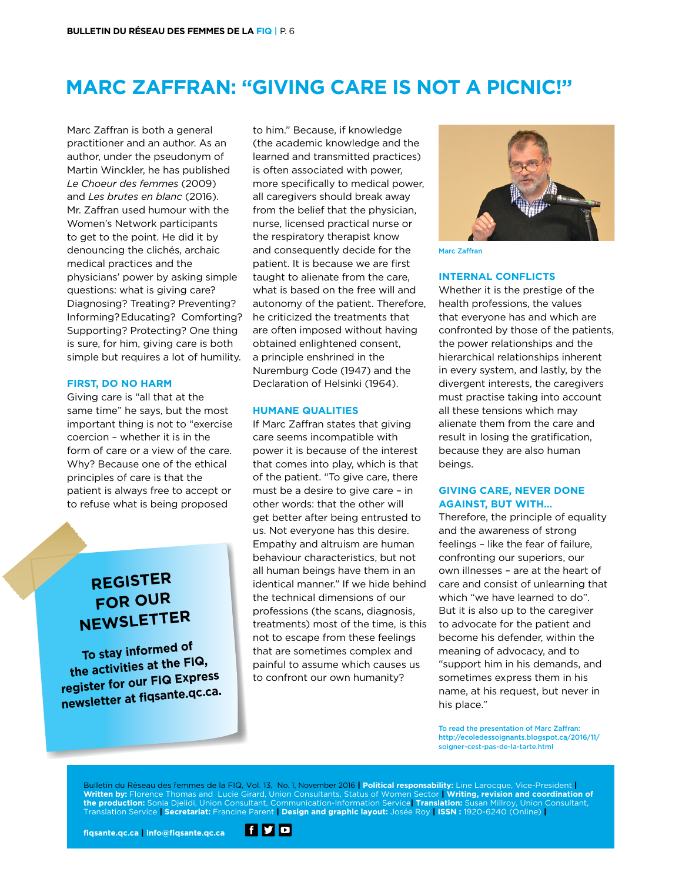# MARC ZAFFRAN: "GIVING CARE IS NOT A PICNIC!"

Marc Zaffran is both a general practitioner and an author. As an author, under the pseudonym of Martin Winckler, he has published *Le Choeur des femmes* (2009) and *Les brutes en blanc* (2016). Mr. Zaffran used humour with the Women's Network participants to get to the point. He did it by denouncing the clichés, archaic medical practices and the physicians' power by asking simple questions: what is giving care? Diagnosing? Treating? Preventing? Informing? Educating? Comforting? Supporting? Protecting? One thing is sure, for him, giving care is both simple but requires a lot of humility.

## FIRST, DO NO HARM

Giving care is "all that at the same time" he says, but the most important thing is not to "exercise coercion – whether it is in the form of care or a view of the care. Why? Because one of the ethical principles of care is that the patient is always free to accept or to refuse what is being proposed to him." Because, if knowledge (the academic knowledge and the learned and transmitted practices) is often associated with power, more specifically to medical power, all caregivers should break away from the belief that the physician, nurse, licensed practical nurse or the respiratory therapist know and consequently decide for the patient. It is because we are first taught to alienate from the care, what is based on the free will and autonomy of the patient. Therefore, he criticized the treatments that are often imposed without having obtained enlightened consent, a principle enshrined in the Nuremburg Code (1947) and the Declaration of Helsinki (1964).

## HUMANE QUALITIES

If Marc Zaffran states that giving care seems incompatible with power it is because of the interest that comes into play, which is that of the patient. "To give care, there must be a desire to give care – in other words: that the other will get better after being entrusted to us. Not everyone has this desire. Empathy and altruism are human behaviour characteristics, but not all human beings have them in an identical manner." If we hide behind the technical dimensions of our professions (the scans, diagnosis, treatments) most of the time, is this not to escape from these feelings that are sometimes complex and painful to assume which causes us to confront our own humanity?

Marc Zaffran

## INTERNAL CONFLICTS

Whether it is the prestige of the health professions, the values that everyone has and which are confronted by those of the patients, the power relationships and the hierarchical relationships inherent in every system, and lastly, by the divergent interests, the caregivers must practise taking into account all these tensions which may alienate them from the care and result in losing the gratification, because they are also human beings.

## GIVING CARE, NEVER DONE AGAINST, BUT WITH...

Therefore, the principle of equality and the awareness of strong feelings – like the fear of failure, confronting our superiors, our own illnesses – are at the heart of care and consist of unlearning that which "we have learned to do". But it is also up to the caregiver to advocate for the patient and become his defender, within the meaning of advocacy, and to "support him in his demands, and sometimes express them in his name, at his request, but never in his place."

To read the presentation of Marc Zaffran: http://ecoledessoignants.blogspot.ca/2016/11/soigner-cest-pas-de-la-tarte.html

**REGISTER FOR OUR NEWSLETTER**

**To stay informed of the activities at the FIQ, register for our FIQ Express newsletter at fiqsante.qc.ca.**

Bulletin du Réseau des femmes de la FIQ, Vol. 13, No. 1, November 2016 | **Political responsability:** Line Larocque, Vice-President | **Written by:** Florence Thomas and Lucie Girard, Union Consultants, Status of Women Sector | **Writing, revision and coordination of the production:** Sonia Djelidi, Union Consultant, Communication-Information Service | **Translation:** Susan Millroy, Union Consultant, Translation Service | **Secretariat:** Francine Parent | **Design and graphic layout:** Josée Roy | **ISSN :** 1920-6240 (Online) |

fiqsante.qc.ca | info@fiqsante.qc.ca